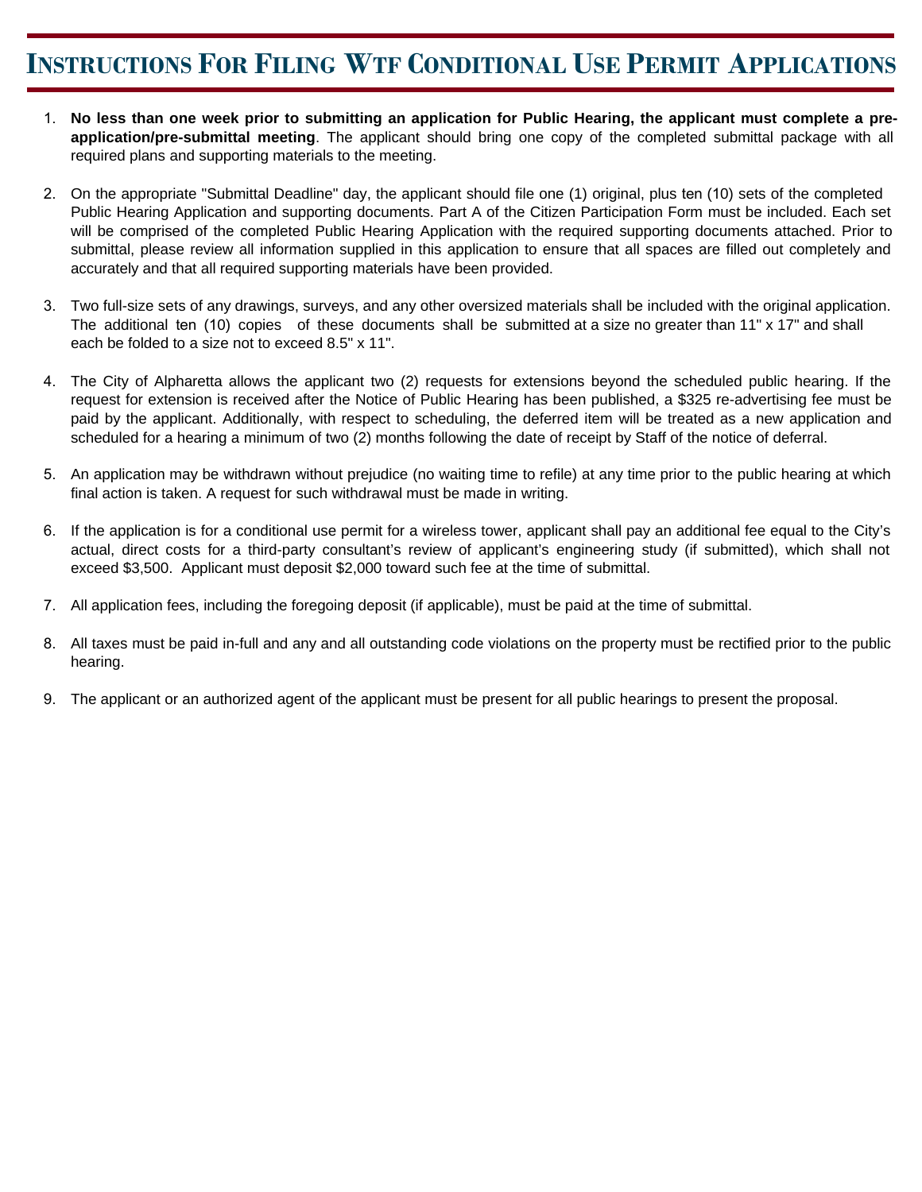# Instructions For Filing Wtf Conditional Use Permit Applications

1. **No less than one week prior to submitting an application for Public Hearing, the applicant must complete a pre-application/pre-submittal meeting**. The applicant should bring one copy of the completed submittal package with all required plans and supporting materials to the meeting.

2. On the appropriate "Submittal Deadline" day, the applicant should file one (1) original, plus ten (10) sets of the completed Public Hearing Application and supporting documents. Part A of the Citizen Participation Form must be included. Each set will be comprised of the completed Public Hearing Application with the required supporting documents attached. Prior to submittal, please review all information supplied in this application to ensure that all spaces are filled out completely and accurately and that all required supporting materials have been provided.

3. Two full-size sets of any drawings, surveys, and any other oversized materials shall be included with the original application. The additional ten (10) copies of these documents shall be submitted at a size no greater than 11" x 17" and shall each be folded to a size not to exceed 8.5" x 11".

4. The City of Alpharetta allows the applicant two (2) requests for extensions beyond the scheduled public hearing. If the request for extension is received after the Notice of Public Hearing has been published, a $325 re-advertising fee must be paid by the applicant. Additionally, with respect to scheduling, the deferred item will be treated as a new application and scheduled for a hearing a minimum of two (2) months following the date of receipt by Staff of the notice of deferral.

5. An application may be withdrawn without prejudice (no waiting time to refile) at any time prior to the public hearing at which final action is taken. A request for such withdrawal must be made in writing.

6. If the application is for a conditional use permit for a wireless tower, applicant shall pay an additional fee equal to the City's actual, direct costs for a third-party consultant's review of applicant's engineering study (if submitted), which shall not exceed $3,500. Applicant must deposit $2,000 toward such fee at the time of submittal.

7. All application fees, including the foregoing deposit (if applicable), must be paid at the time of submittal.

8. All taxes must be paid in-full and any and all outstanding code violations on the property must be rectified prior to the public hearing.

9. The applicant or an authorized agent of the applicant must be present for all public hearings to present the proposal.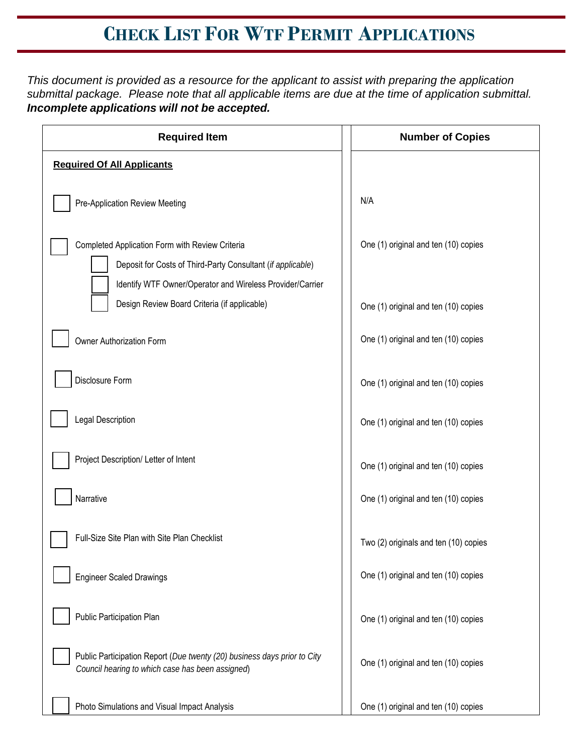# Check List For WTF Permit Applications

*This document is provided as a resource for the applicant to assist with preparing the application submittal package. Please note that all applicable items are due at the time of application submittal.* ***Incomplete applications will not be accepted.***

| Required Item | Number of Copies |
|---|---|
| **Required Of All Applicants** | |
| ☐ Pre-Application Review Meeting | N/A |
| ☐ Completed Application Form with Review Criteria | One (1) original and ten (10) copies |
| ☐ Deposit for Costs of Third-Party Consultant (*if applicable*) | |
| ☐ Identify WTF Owner/Operator and Wireless Provider/Carrier | |
| ☐ Design Review Board Criteria (if applicable) | One (1) original and ten (10) copies |
| ☐ Owner Authorization Form | One (1) original and ten (10) copies |
| ☐ Disclosure Form | One (1) original and ten (10) copies |
| ☐ Legal Description | One (1) original and ten (10) copies |
| ☐ Project Description/ Letter of Intent | One (1) original and ten (10) copies |
| ☐ Narrative | One (1) original and ten (10) copies |
| ☐ Full-Size Site Plan with Site Plan Checklist | Two (2) originals and ten (10) copies |
| ☐ Engineer Scaled Drawings | One (1) original and ten (10) copies |
| ☐ Public Participation Plan | One (1) original and ten (10) copies |
| ☐ Public Participation Report (*Due twenty (20) business days prior to City Council hearing to which case has been assigned*) | One (1) original and ten (10) copies |
| ☐ Photo Simulations and Visual Impact Analysis | One (1) original and ten (10) copies |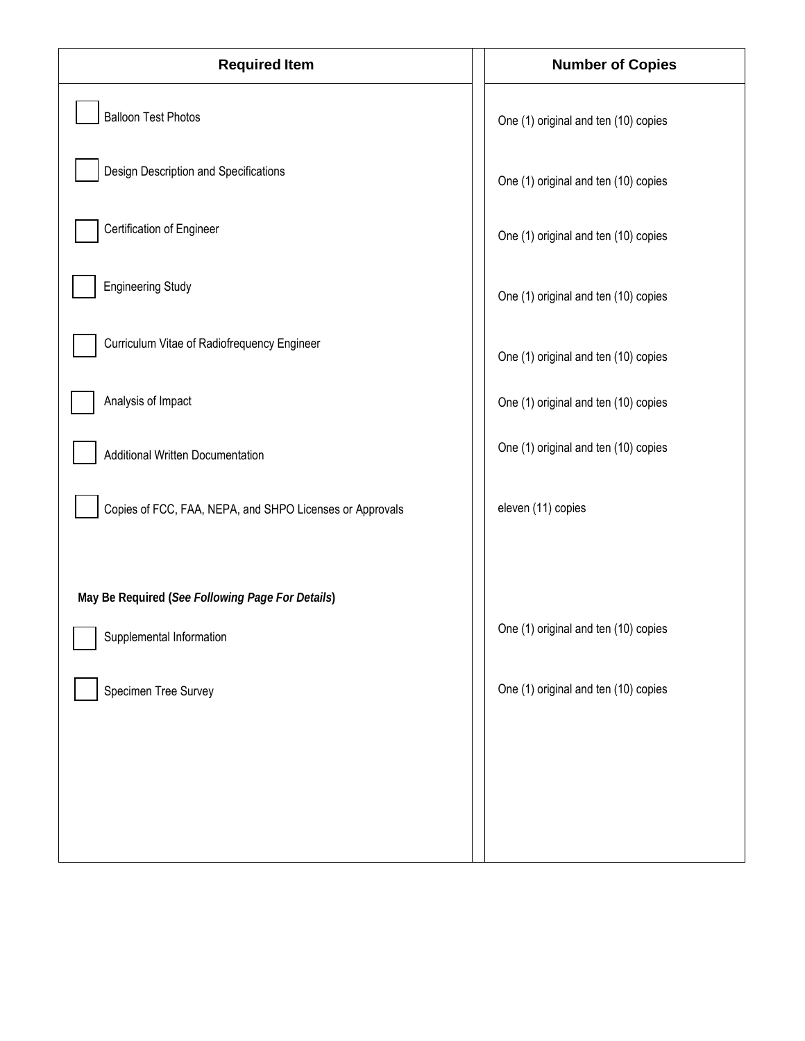| Required Item | Number of Copies |
|---|---|
| ☐ Balloon Test Photos | One (1) original and ten (10) copies |
| ☐ Design Description and Specifications | One (1) original and ten (10) copies |
| ☐ Certification of Engineer | One (1) original and ten (10) copies |
| ☐ Engineering Study | One (1) original and ten (10) copies |
| ☐ Curriculum Vitae of Radiofrequency Engineer | One (1) original and ten (10) copies |
| ☐ Analysis of Impact | One (1) original and ten (10) copies |
| ☐ Additional Written Documentation | One (1) original and ten (10) copies |
| ☐ Copies of FCC, FAA, NEPA, and SHPO Licenses or Approvals | eleven (11) copies |
| **May Be Required (*See Following Page For Details*)** | |
| ☐ Supplemental Information | One (1) original and ten (10) copies |
| ☐ Specimen Tree Survey | One (1) original and ten (10) copies |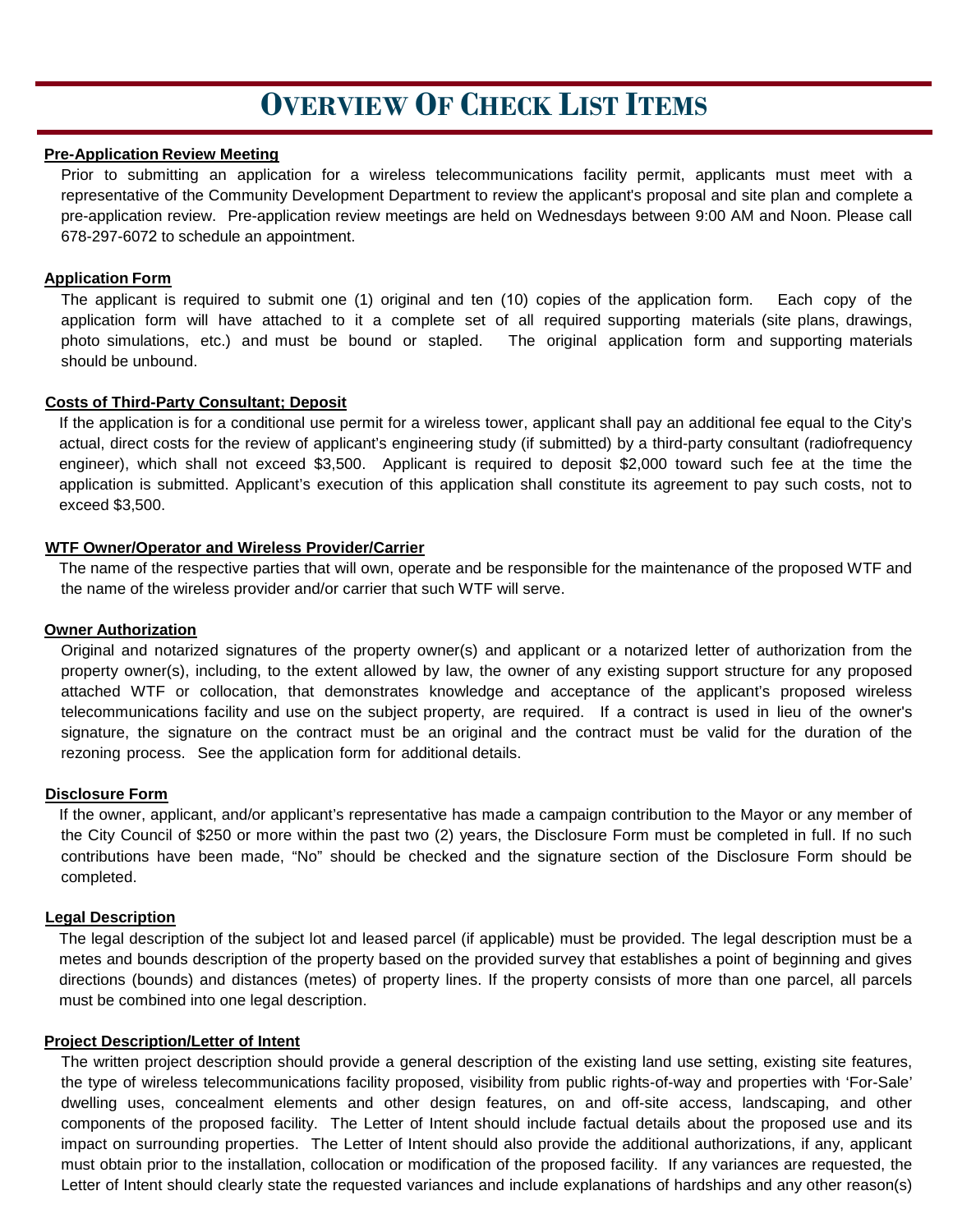# Overview Of Check List Items

**Pre-Application Review Meeting**

Prior to submitting an application for a wireless telecommunications facility permit, applicants must meet with a representative of the Community Development Department to review the applicant's proposal and site plan and complete a pre-application review. Pre-application review meetings are held on Wednesdays between 9:00 AM and Noon. Please call 678-297-6072 to schedule an appointment.

**Application Form**

The applicant is required to submit one (1) original and ten (10) copies of the application form. Each copy of the application form will have attached to it a complete set of all required supporting materials (site plans, drawings, photo simulations, etc.) and must be bound or stapled. The original application form and supporting materials should be unbound.

**Costs of Third-Party Consultant; Deposit**

If the application is for a conditional use permit for a wireless tower, applicant shall pay an additional fee equal to the City's actual, direct costs for the review of applicant's engineering study (if submitted) by a third-party consultant (radiofrequency engineer), which shall not exceed $3,500. Applicant is required to deposit $2,000 toward such fee at the time the application is submitted. Applicant's execution of this application shall constitute its agreement to pay such costs, not to exceed $3,500.

**WTF Owner/Operator and Wireless Provider/Carrier**

The name of the respective parties that will own, operate and be responsible for the maintenance of the proposed WTF and the name of the wireless provider and/or carrier that such WTF will serve.

**Owner Authorization**

Original and notarized signatures of the property owner(s) and applicant or a notarized letter of authorization from the property owner(s), including, to the extent allowed by law, the owner of any existing support structure for any proposed attached WTF or collocation, that demonstrates knowledge and acceptance of the applicant's proposed wireless telecommunications facility and use on the subject property, are required. If a contract is used in lieu of the owner's signature, the signature on the contract must be an original and the contract must be valid for the duration of the rezoning process. See the application form for additional details.

**Disclosure Form**

If the owner, applicant, and/or applicant's representative has made a campaign contribution to the Mayor or any member of the City Council of $250 or more within the past two (2) years, the Disclosure Form must be completed in full. If no such contributions have been made, "No" should be checked and the signature section of the Disclosure Form should be completed.

**Legal Description**

The legal description of the subject lot and leased parcel (if applicable) must be provided. The legal description must be a metes and bounds description of the property based on the provided survey that establishes a point of beginning and gives directions (bounds) and distances (metes) of property lines. If the property consists of more than one parcel, all parcels must be combined into one legal description.

**Project Description/Letter of Intent**

The written project description should provide a general description of the existing land use setting, existing site features, the type of wireless telecommunications facility proposed, visibility from public rights-of-way and properties with 'For-Sale' dwelling uses, concealment elements and other design features, on and off-site access, landscaping, and other components of the proposed facility. The Letter of Intent should include factual details about the proposed use and its impact on surrounding properties. The Letter of Intent should also provide the additional authorizations, if any, applicant must obtain prior to the installation, collocation or modification of the proposed facility. If any variances are requested, the Letter of Intent should clearly state the requested variances and include explanations of hardships and any other reason(s)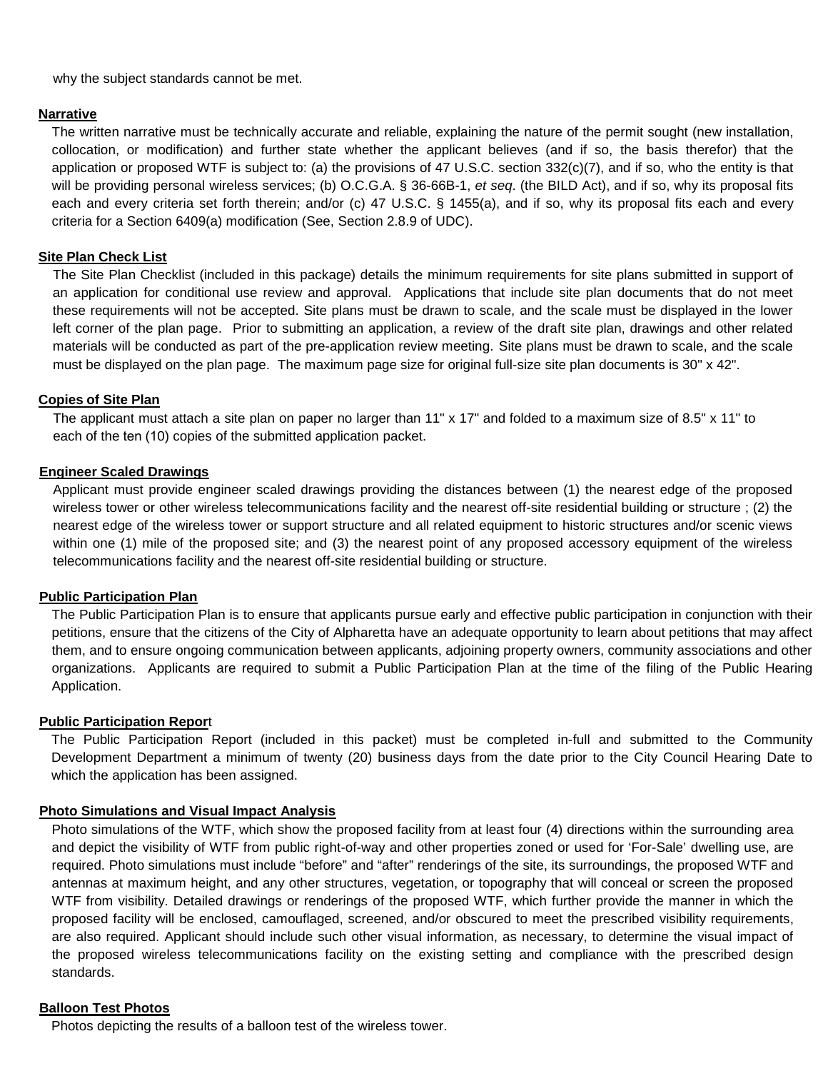why the subject standards cannot be met.

**Narrative**

The written narrative must be technically accurate and reliable, explaining the nature of the permit sought (new installation, collocation, or modification) and further state whether the applicant believes (and if so, the basis therefor) that the application or proposed WTF is subject to: (a) the provisions of 47 U.S.C. section 332(c)(7), and if so, who the entity is that will be providing personal wireless services; (b) O.C.G.A. § 36-66B-1, *et seq*. (the BILD Act), and if so, why its proposal fits each and every criteria set forth therein; and/or (c) 47 U.S.C. § 1455(a), and if so, why its proposal fits each and every criteria for a Section 6409(a) modification (See, Section 2.8.9 of UDC).

**Site Plan Check List**

The Site Plan Checklist (included in this package) details the minimum requirements for site plans submitted in support of an application for conditional use review and approval. Applications that include site plan documents that do not meet these requirements will not be accepted. Site plans must be drawn to scale, and the scale must be displayed in the lower left corner of the plan page. Prior to submitting an application, a review of the draft site plan, drawings and other related materials will be conducted as part of the pre-application review meeting. Site plans must be drawn to scale, and the scale must be displayed on the plan page. The maximum page size for original full-size site plan documents is 30" x 42".

**Copies of Site Plan**

The applicant must attach a site plan on paper no larger than 11" x 17" and folded to a maximum size of 8.5" x 11" to each of the ten (10) copies of the submitted application packet.

**Engineer Scaled Drawings**

Applicant must provide engineer scaled drawings providing the distances between (1) the nearest edge of the proposed wireless tower or other wireless telecommunications facility and the nearest off-site residential building or structure ; (2) the nearest edge of the wireless tower or support structure and all related equipment to historic structures and/or scenic views within one (1) mile of the proposed site; and (3) the nearest point of any proposed accessory equipment of the wireless telecommunications facility and the nearest off-site residential building or structure.

**Public Participation Plan**

The Public Participation Plan is to ensure that applicants pursue early and effective public participation in conjunction with their petitions, ensure that the citizens of the City of Alpharetta have an adequate opportunity to learn about petitions that may affect them, and to ensure ongoing communication between applicants, adjoining property owners, community associations and other organizations. Applicants are required to submit a Public Participation Plan at the time of the filing of the Public Hearing Application.

**Public Participation Report**

The Public Participation Report (included in this packet) must be completed in-full and submitted to the Community Development Department a minimum of twenty (20) business days from the date prior to the City Council Hearing Date to which the application has been assigned.

**Photo Simulations and Visual Impact Analysis**

Photo simulations of the WTF, which show the proposed facility from at least four (4) directions within the surrounding area and depict the visibility of WTF from public right-of-way and other properties zoned or used for 'For-Sale' dwelling use, are required. Photo simulations must include "before" and "after" renderings of the site, its surroundings, the proposed WTF and antennas at maximum height, and any other structures, vegetation, or topography that will conceal or screen the proposed WTF from visibility. Detailed drawings or renderings of the proposed WTF, which further provide the manner in which the proposed facility will be enclosed, camouflaged, screened, and/or obscured to meet the prescribed visibility requirements, are also required. Applicant should include such other visual information, as necessary, to determine the visual impact of the proposed wireless telecommunications facility on the existing setting and compliance with the prescribed design standards.

**Balloon Test Photos**

Photos depicting the results of a balloon test of the wireless tower.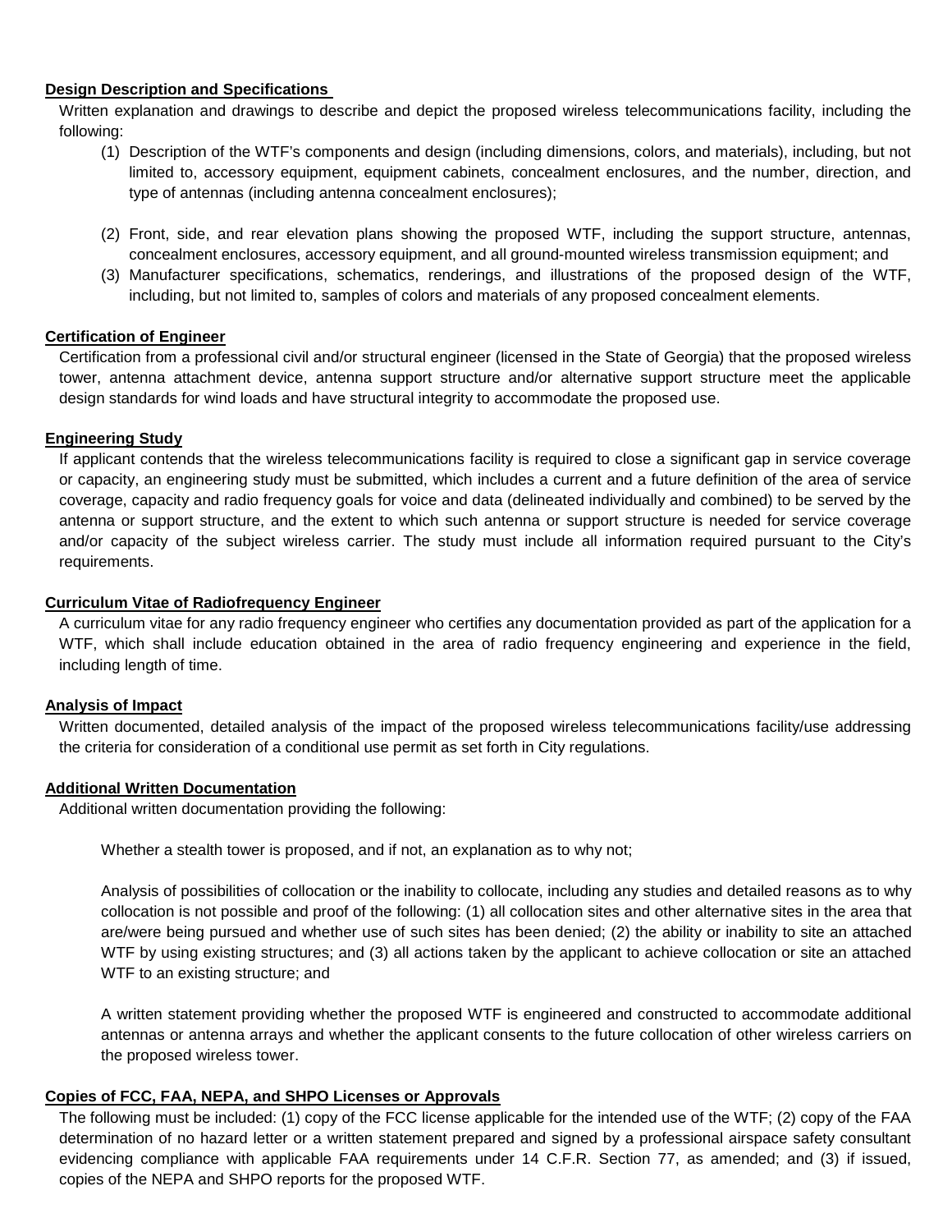**Design Description and Specifications**

Written explanation and drawings to describe and depict the proposed wireless telecommunications facility, including the following:

(1) Description of the WTF's components and design (including dimensions, colors, and materials), including, but not limited to, accessory equipment, equipment cabinets, concealment enclosures, and the number, direction, and type of antennas (including antenna concealment enclosures);

(2) Front, side, and rear elevation plans showing the proposed WTF, including the support structure, antennas, concealment enclosures, accessory equipment, and all ground-mounted wireless transmission equipment; and

(3) Manufacturer specifications, schematics, renderings, and illustrations of the proposed design of the WTF, including, but not limited to, samples of colors and materials of any proposed concealment elements.

**Certification of Engineer**

Certification from a professional civil and/or structural engineer (licensed in the State of Georgia) that the proposed wireless tower, antenna attachment device, antenna support structure and/or alternative support structure meet the applicable design standards for wind loads and have structural integrity to accommodate the proposed use.

**Engineering Study**

If applicant contends that the wireless telecommunications facility is required to close a significant gap in service coverage or capacity, an engineering study must be submitted, which includes a current and a future definition of the area of service coverage, capacity and radio frequency goals for voice and data (delineated individually and combined) to be served by the antenna or support structure, and the extent to which such antenna or support structure is needed for service coverage and/or capacity of the subject wireless carrier. The study must include all information required pursuant to the City's requirements.

**Curriculum Vitae of Radiofrequency Engineer**

A curriculum vitae for any radio frequency engineer who certifies any documentation provided as part of the application for a WTF, which shall include education obtained in the area of radio frequency engineering and experience in the field, including length of time.

**Analysis of Impact**

Written documented, detailed analysis of the impact of the proposed wireless telecommunications facility/use addressing the criteria for consideration of a conditional use permit as set forth in City regulations.

**Additional Written Documentation**

Additional written documentation providing the following:

Whether a stealth tower is proposed, and if not, an explanation as to why not;

Analysis of possibilities of collocation or the inability to collocate, including any studies and detailed reasons as to why collocation is not possible and proof of the following: (1) all collocation sites and other alternative sites in the area that are/were being pursued and whether use of such sites has been denied; (2) the ability or inability to site an attached WTF by using existing structures; and (3) all actions taken by the applicant to achieve collocation or site an attached WTF to an existing structure; and

A written statement providing whether the proposed WTF is engineered and constructed to accommodate additional antennas or antenna arrays and whether the applicant consents to the future collocation of other wireless carriers on the proposed wireless tower.

**Copies of FCC, FAA, NEPA, and SHPO Licenses or Approvals**

The following must be included: (1) copy of the FCC license applicable for the intended use of the WTF; (2) copy of the FAA determination of no hazard letter or a written statement prepared and signed by a professional airspace safety consultant evidencing compliance with applicable FAA requirements under 14 C.F.R. Section 77, as amended; and (3) if issued, copies of the NEPA and SHPO reports for the proposed WTF.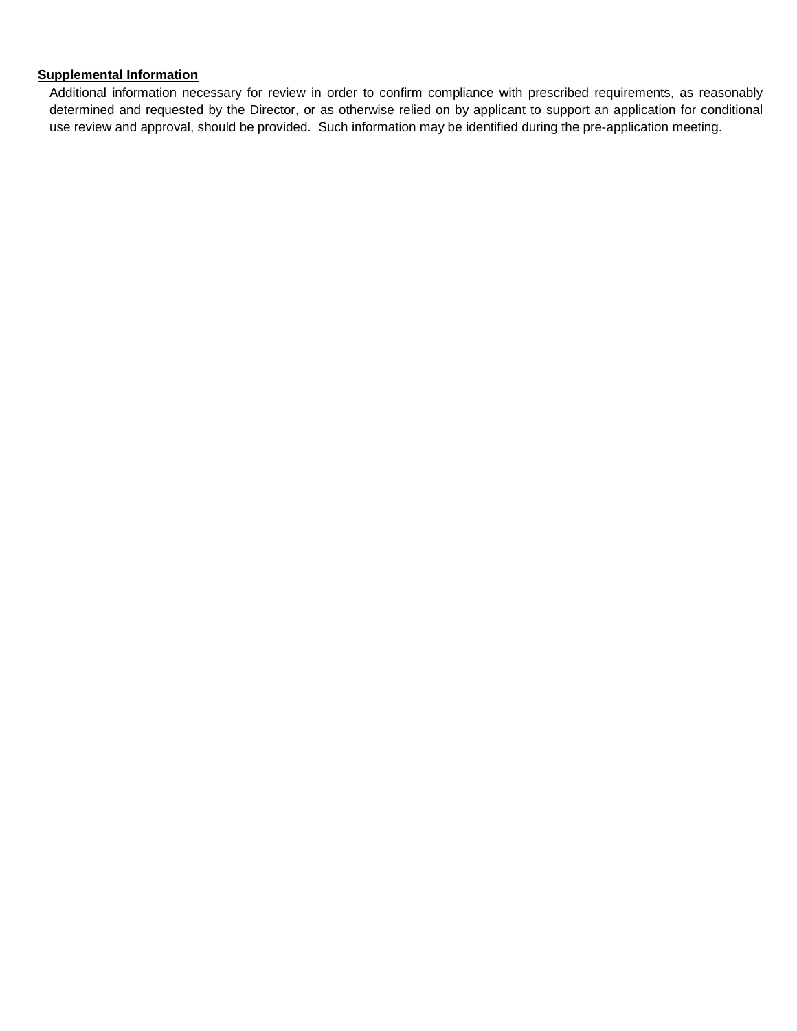**Supplemental Information**

Additional information necessary for review in order to confirm compliance with prescribed requirements, as reasonably determined and requested by the Director, or as otherwise relied on by applicant to support an application for conditional use review and approval, should be provided. Such information may be identified during the pre-application meeting.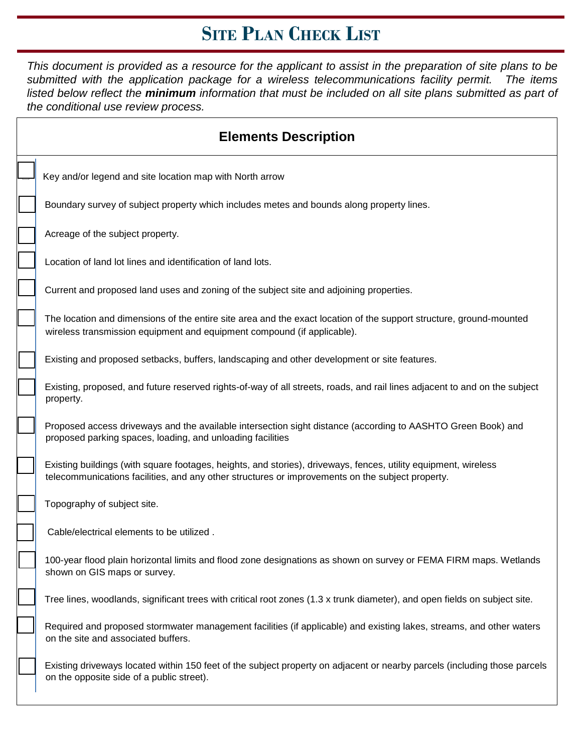# Site Plan Check List

*This document is provided as a resource for the applicant to assist in the preparation of site plans to be submitted with the application package for a wireless telecommunications facility permit. The items listed below reflect the* ***minimum*** *information that must be included on all site plans submitted as part of the conditional use review process.*

## Elements Description

- [ ] Key and/or legend and site location map with North arrow
- [ ] Boundary survey of subject property which includes metes and bounds along property lines.
- [ ] Acreage of the subject property.
- [ ] Location of land lot lines and identification of land lots.
- [ ] Current and proposed land uses and zoning of the subject site and adjoining properties.
- [ ] The location and dimensions of the entire site area and the exact location of the support structure, ground-mounted wireless transmission equipment and equipment compound (if applicable).
- [ ] Existing and proposed setbacks, buffers, landscaping and other development or site features.
- [ ] Existing, proposed, and future reserved rights-of-way of all streets, roads, and rail lines adjacent to and on the subject property.
- [ ] Proposed access driveways and the available intersection sight distance (according to AASHTO Green Book) and proposed parking spaces, loading, and unloading facilities
- [ ] Existing buildings (with square footages, heights, and stories), driveways, fences, utility equipment, wireless telecommunications facilities, and any other structures or improvements on the subject property.
- [ ] Topography of subject site.
- [ ] Cable/electrical elements to be utilized .
- [ ] 100-year flood plain horizontal limits and flood zone designations as shown on survey or FEMA FIRM maps. Wetlands shown on GIS maps or survey.
- [ ] Tree lines, woodlands, significant trees with critical root zones (1.3 x trunk diameter), and open fields on subject site.
- [ ] Required and proposed stormwater management facilities (if applicable) and existing lakes, streams, and other waters on the site and associated buffers.
- [ ] Existing driveways located within 150 feet of the subject property on adjacent or nearby parcels (including those parcels on the opposite side of a public street).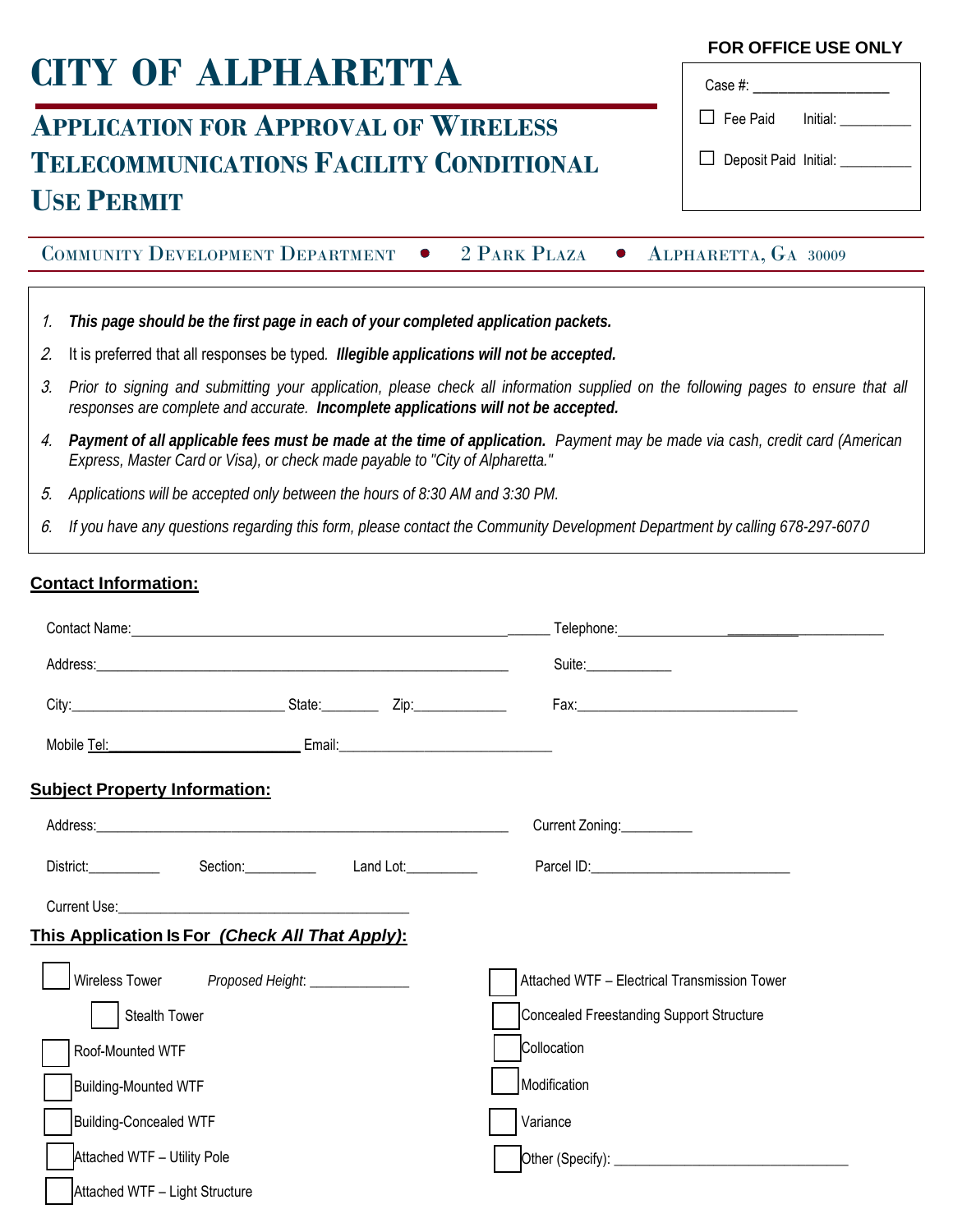# CITY OF ALPHARETTA

## APPLICATION FOR APPROVAL OF WIRELESS TELECOMMUNICATIONS FACILITY CONDITIONAL USE PERMIT

**FOR OFFICE USE ONLY**

Case #: ________________

☐ Fee Paid Initial: _________

☐ Deposit Paid Initial: _________

COMMUNITY DEVELOPMENT DEPARTMENT • 2 PARK PLAZA • ALPHARETTA, GA 30009

1. ***This page should be the first page in each of your completed application packets.***
2. It is preferred that all responses be typed. ***Illegible applications will not be accepted.***
3. *Prior to signing and submitting your application, please check all information supplied on the following pages to ensure that all responses are complete and accurate.* ***Incomplete applications will not be accepted.***
4. ***Payment of all applicable fees must be made at the time of application.*** *Payment may be made via cash, credit card (American Express, Master Card or Visa), or check made payable to "City of Alpharetta."*
5. *Applications will be accepted only between the hours of 8:30 AM and 3:30 PM.*
6. *If you have any questions regarding this form, please contact the Community Development Department by calling 678-297-6070*

**Contact Information:**

Contact Name: ______________________________ Telephone: ______________________

Address: ______________________________ Suite: ____________

City: ____________________ State: ________ Zip: ____________ Fax: ______________________

Mobile Tel: ______________________ Email: ______________________

**Subject Property Information:**

Address: ______________________________ Current Zoning: __________

District: __________ Section: __________ Land Lot: __________ Parcel ID: ______________________

Current Use: ______________________________

**This Application Is For *(Check All That Apply)*:**

☐ Wireless Tower *Proposed Height*: _____________

☐ Stealth Tower

☐ Roof-Mounted WTF

☐ Building-Mounted WTF

☐ Building-Concealed WTF

☐ Attached WTF – Utility Pole

☐ Attached WTF – Light Structure

☐ Attached WTF – Electrical Transmission Tower

☐ Concealed Freestanding Support Structure

☐ Collocation

☐ Modification

☐ Variance

☐ Other (Specify): ______________________________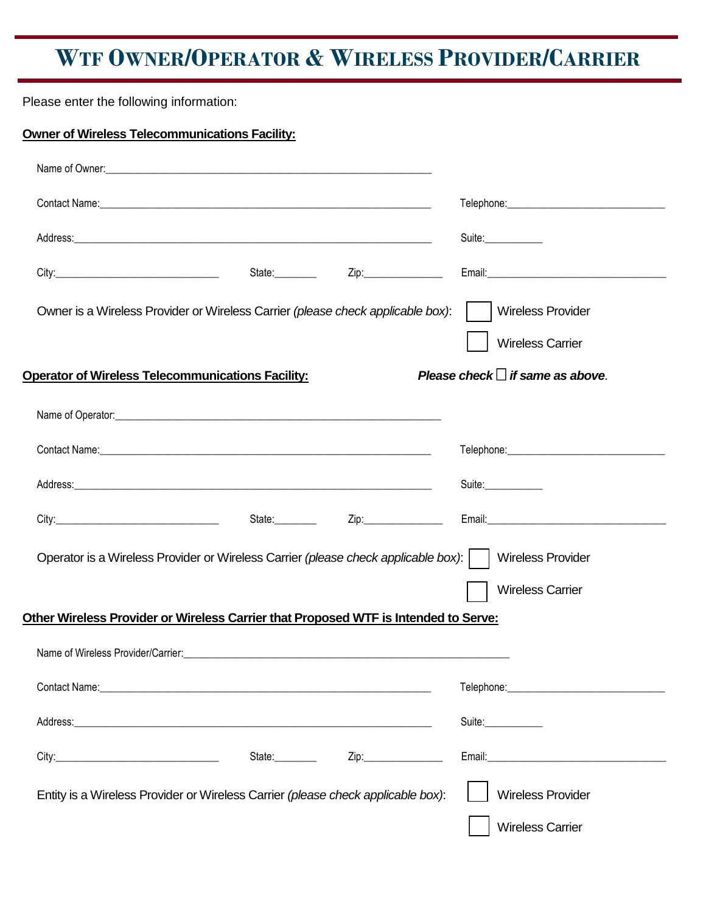# WTF Owner/Operator & Wireless Provider/Carrier

Please enter the following information:

**Owner of Wireless Telecommunications Facility:**

Name of Owner:______________________________________________________________

Contact Name:______________________________________________________________ Telephone:______________________________

Address:__________________________________________________________________ Suite:___________

City:______________________________ State:________ Zip:_______________ Email:__________________________________

Owner is a Wireless Provider or Wireless Carrier *(please check applicable box)*: ☐ Wireless Provider ☐ Wireless Carrier

**Operator of Wireless Telecommunications Facility:** ***Please check ☐ if same as above***.

Name of Operator:______________________________________________________________

Contact Name:______________________________________________________________ Telephone:______________________________

Address:__________________________________________________________________ Suite:___________

City:______________________________ State:________ Zip:_______________ Email:__________________________________

Operator is a Wireless Provider or Wireless Carrier *(please check applicable box)*: ☐ Wireless Provider ☐ Wireless Carrier

**Other Wireless Provider or Wireless Carrier that Proposed WTF is Intended to Serve:**

Name of Wireless Provider/Carrier:______________________________________________________________

Contact Name:______________________________________________________________ Telephone:______________________________

Address:__________________________________________________________________ Suite:___________

City:______________________________ State:________ Zip:_______________ Email:__________________________________

Entity is a Wireless Provider or Wireless Carrier *(please check applicable box)*: ☐ Wireless Provider ☐ Wireless Carrier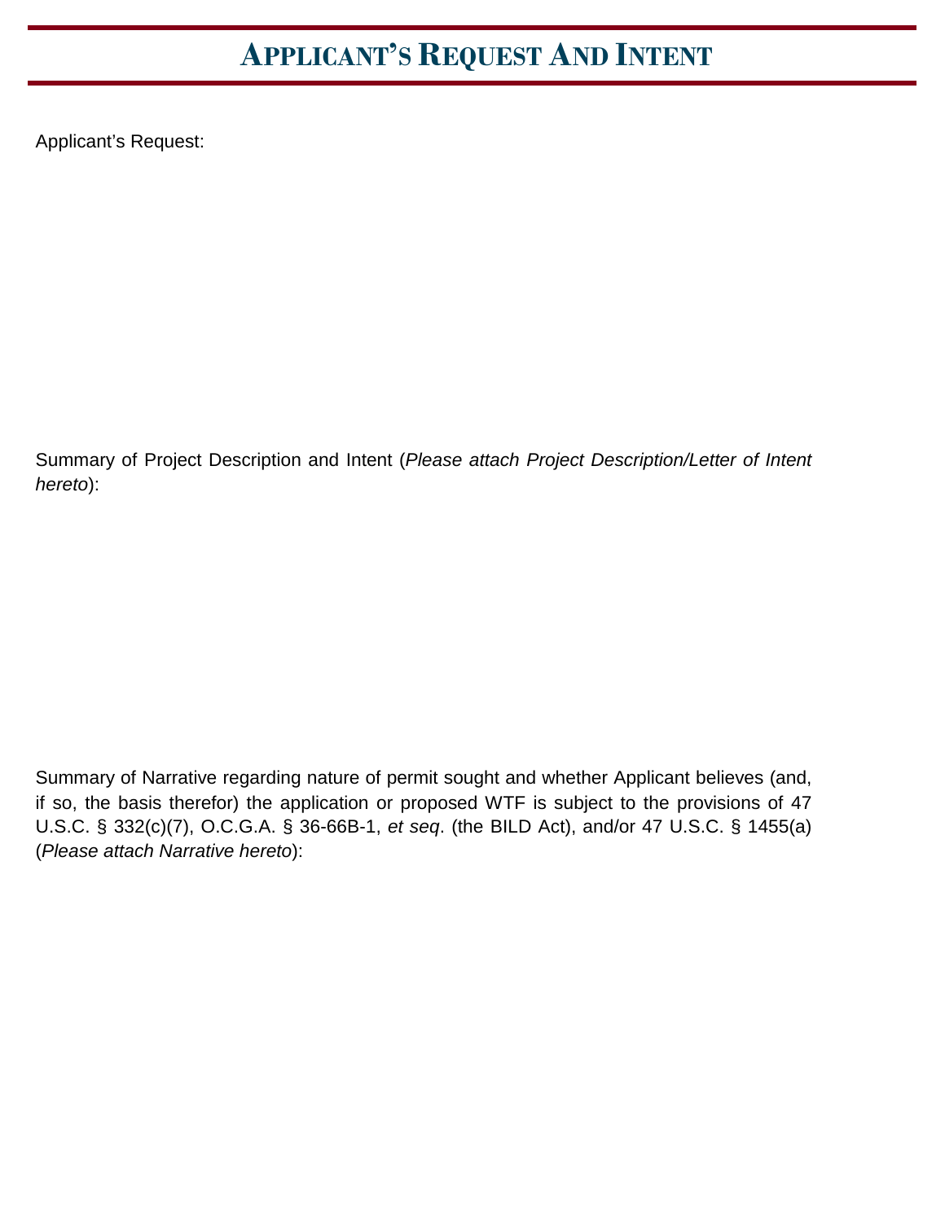# Applicant's Request And Intent

Applicant's Request:

Summary of Project Description and Intent (*Please attach Project Description/Letter of Intent hereto*):

Summary of Narrative regarding nature of permit sought and whether Applicant believes (and, if so, the basis therefor) the application or proposed WTF is subject to the provisions of 47 U.S.C. § 332(c)(7), O.C.G.A. § 36-66B-1, *et seq*. (the BILD Act), and/or 47 U.S.C. § 1455(a) (*Please attach Narrative hereto*):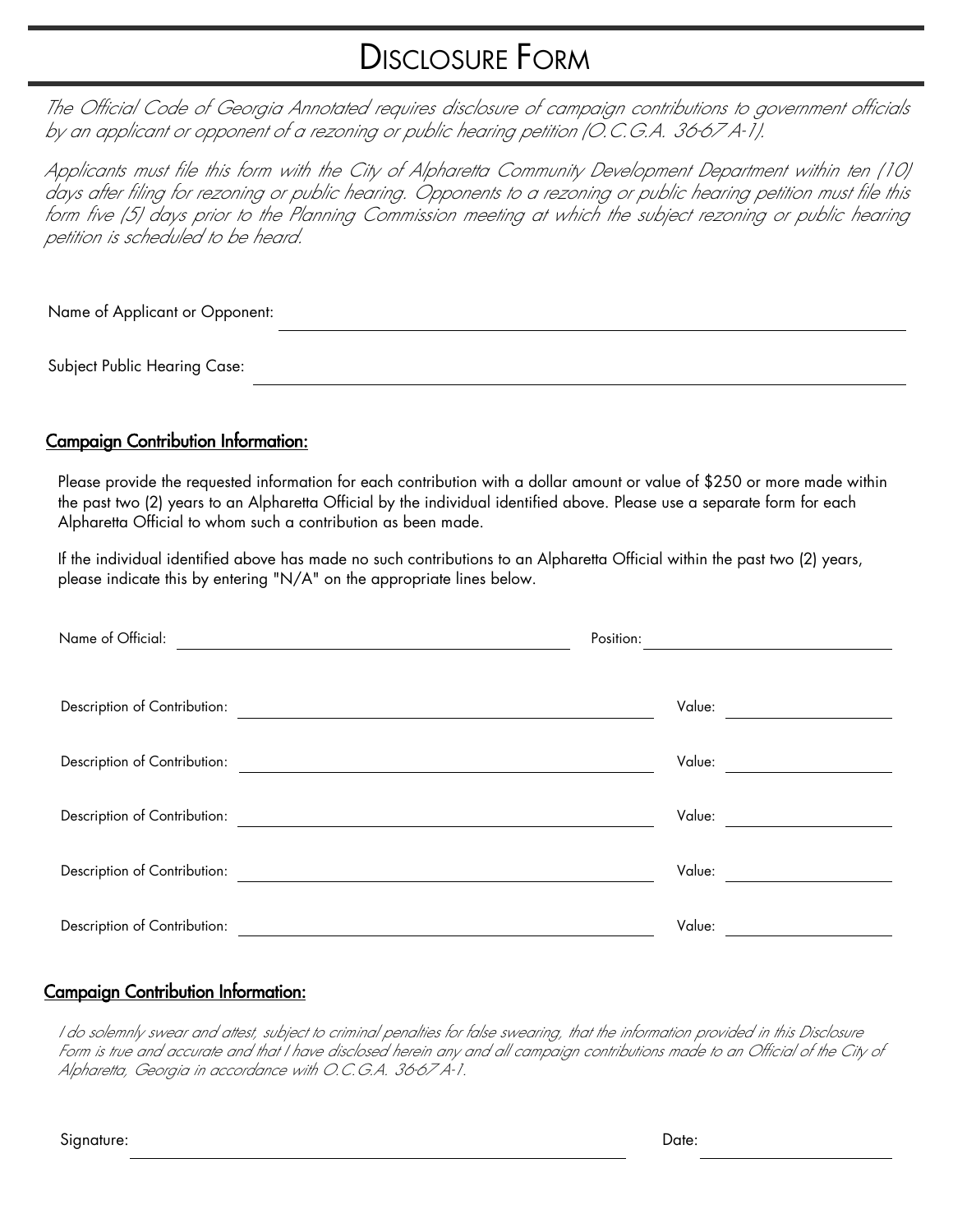# Disclosure Form

*The Official Code of Georgia Annotated requires disclosure of campaign contributions to government officials by an applicant or opponent of a rezoning or public hearing petition (O.C.G.A. 36-67 A-1).*

*Applicants must file this form with the City of Alpharetta Community Development Department within ten (10) days after filing for rezoning or public hearing. Opponents to a rezoning or public hearing petition must file this form five (5) days prior to the Planning Commission meeting at which the subject rezoning or public hearing petition is scheduled to be heard.*

Name of Applicant or Opponent: ______________________________

Subject Public Hearing Case: ______________________________

## Campaign Contribution Information:

Please provide the requested information for each contribution with a dollar amount or value of $250 or more made within the past two (2) years to an Alpharetta Official by the individual identified above. Please use a separate form for each Alpharetta Official to whom such a contribution as been made.

If the individual identified above has made no such contributions to an Alpharetta Official within the past two (2) years, please indicate this by entering "N/A" on the appropriate lines below.

Name of Official: ______________________________ Position: ______________________________

Description of Contribution: ______________________________ Value: ______________

Description of Contribution: ______________________________ Value: ______________

Description of Contribution: ______________________________ Value: ______________

Description of Contribution: ______________________________ Value: ______________

Description of Contribution: ______________________________ Value: ______________

## Campaign Contribution Information:

*I do solemnly swear and attest, subject to criminal penalties for false swearing, that the information provided in this Disclosure Form is true and accurate and that I have disclosed herein any and all campaign contributions made to an Official of the City of Alpharetta, Georgia in accordance with O.C.G.A. 36-67 A-1.*

Signature: ______________________________ Date: ______________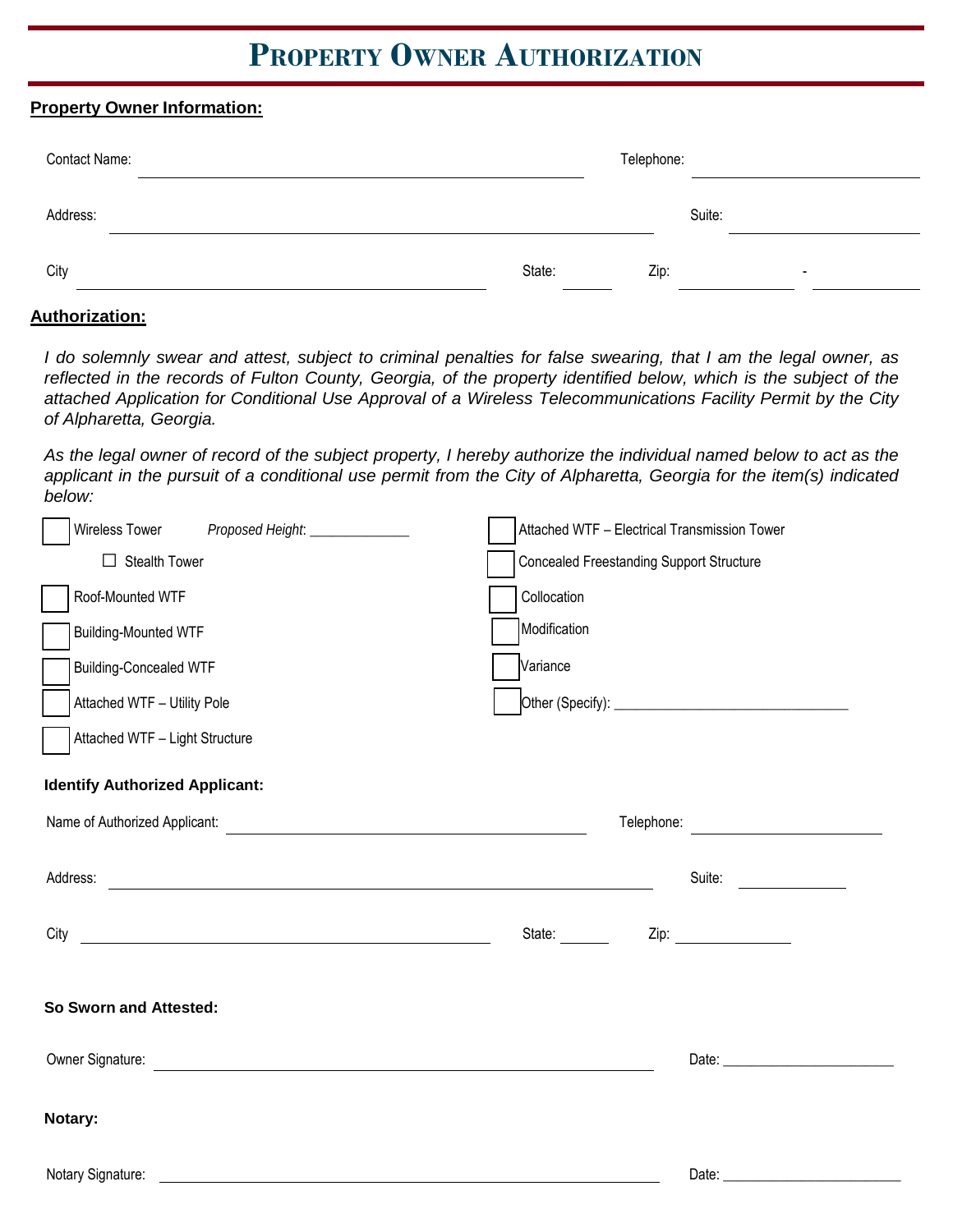# Property Owner Authorization

**Property Owner Information:**

Contact Name: ______________________________ Telephone: ______________

Address: ______________________________ Suite: ______________

City ______________________________ State: ______ Zip: __________ - __________

**Authorization:**

*I do solemnly swear and attest, subject to criminal penalties for false swearing, that I am the legal owner, as reflected in the records of Fulton County, Georgia, of the property identified below, which is the subject of the attached Application for Conditional Use Approval of a Wireless Telecommunications Facility Permit by the City of Alpharetta, Georgia.*

*As the legal owner of record of the subject property, I hereby authorize the individual named below to act as the applicant in the pursuit of a conditional use permit from the City of Alpharetta, Georgia for the item(s) indicated below:*

- ☐ Wireless Tower *Proposed Height*: ______________
  - ☐ Stealth Tower
- ☐ Roof-Mounted WTF
- ☐ Building-Mounted WTF
- ☐ Building-Concealed WTF
- ☐ Attached WTF – Utility Pole
- ☐ Attached WTF – Light Structure
- ☐ Attached WTF – Electrical Transmission Tower
- ☐ Concealed Freestanding Support Structure
- ☐ Collocation
- ☐ Modification
- ☐ Variance
- ☐ Other (Specify): ______________________________

**Identify Authorized Applicant:**

Name of Authorized Applicant: ______________________________ Telephone: ______________

Address: ______________________________ Suite: ______________

City ______________________________ State: ______ Zip: ______________

**So Sworn and Attested:**

Owner Signature: ______________________________ Date: ______________

**Notary:**

Notary Signature: ______________________________ Date: ______________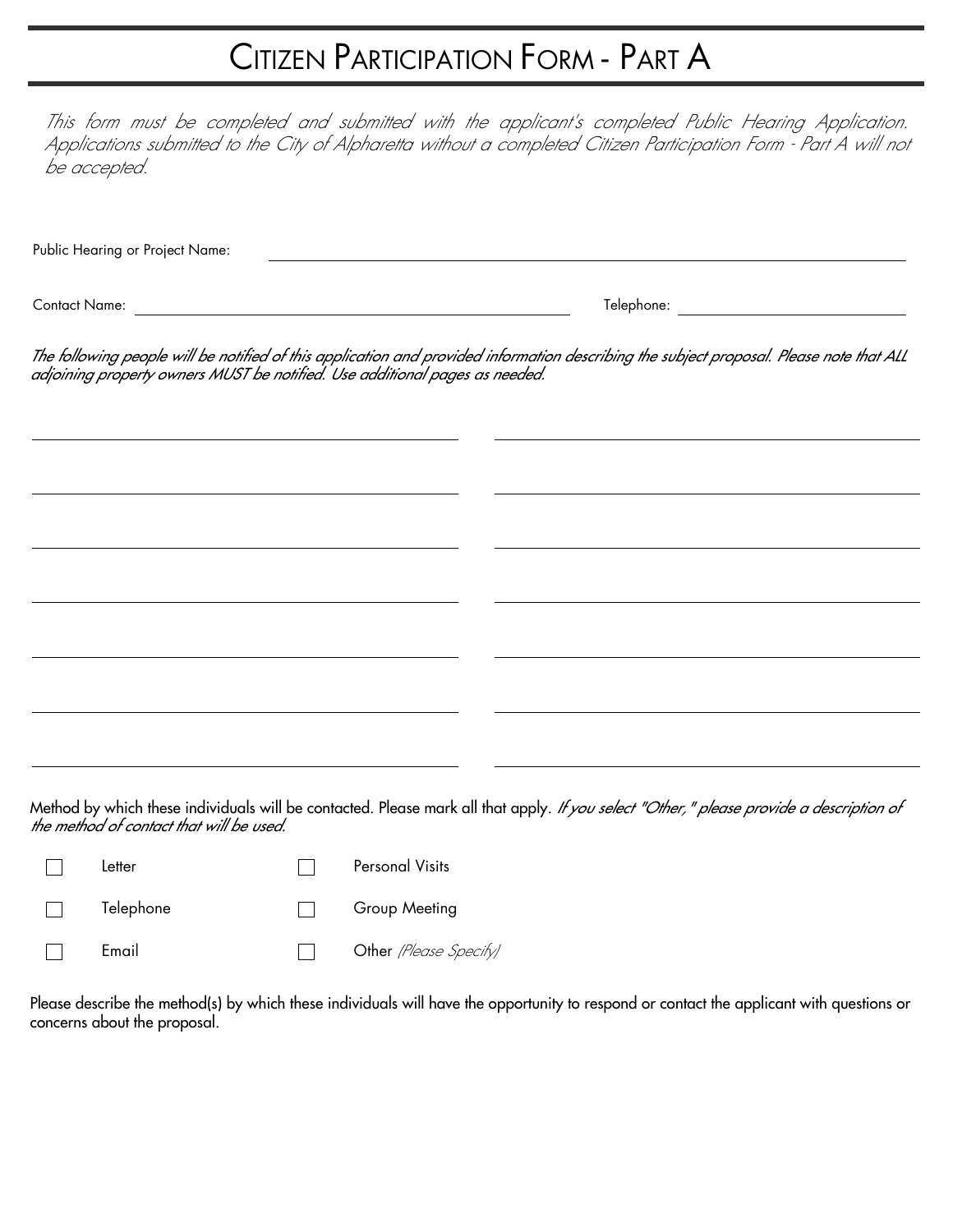# Citizen Participation Form - Part A

*This form must be completed and submitted with the applicant's completed Public Hearing Application. Applications submitted to the City of Alpharetta without a completed Citizen Participation Form - Part A will not be accepted.*

Public Hearing or Project Name: ______________________________

Contact Name: ______________________________ Telephone: ______________________________

*The following people will be notified of this application and provided information describing the subject proposal. Please note that ALL adjoining property owners MUST be notified. Use additional pages as needed.*

| | |
|---|---|
| ______________________________ | ______________________________ |
| ______________________________ | ______________________________ |
| ______________________________ | ______________________________ |
| ______________________________ | ______________________________ |
| ______________________________ | ______________________________ |
| ______________________________ | ______________________________ |
| ______________________________ | ______________________________ |

Method by which these individuals will be contacted. Please mark all that apply. *If you select "Other," please provide a description of the method of contact that will be used.*

- ☐ Letter
- ☐ Personal Visits
- ☐ Telephone
- ☐ Group Meeting
- ☐ Email
- ☐ Other *(Please Specify)*

Please describe the method(s) by which these individuals will have the opportunity to respond or contact the applicant with questions or concerns about the proposal.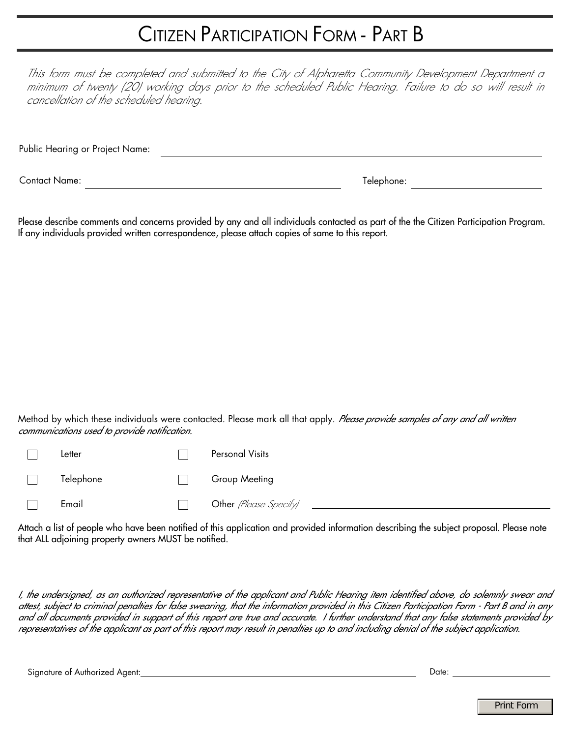# Citizen Participation Form - Part B

*This form must be completed and submitted to the City of Alpharetta Community Development Department a minimum of twenty (20) working days prior to the scheduled Public Hearing. Failure to do so will result in cancellation of the scheduled hearing.*

Public Hearing or Project Name: ______________________________

Contact Name: ______________________________ Telephone: ______________________________

Please describe comments and concerns provided by any and all individuals contacted as part of the the Citizen Participation Program. If any individuals provided written correspondence, please attach copies of same to this report.

Method by which these individuals were contacted. Please mark all that apply. *Please provide samples of any and all written communications used to provide notification.*

- ☐ Letter
- ☐ Personal Visits
- ☐ Telephone
- ☐ Group Meeting
- ☐ Email
- ☐ Other *(Please Specify)* ______________________________

Attach a list of people who have been notified of this application and provided information describing the subject proposal. Please note that ALL adjoining property owners MUST be notified.

*I, the undersigned, as an authorized representative of the applicant and Public Hearing item identified above, do solemnly swear and attest, subject to criminal penalties for false swearing, that the information provided in this Citizen Participation Form - Part B and in any and all documents provided in support of this report are true and accurate. I further understand that any false statements provided by representatives of the applicant as part of this report may result in penalties up to and including denial of the subject application.*

Signature of Authorized Agent: ______________________________ Date: ______________

Print Form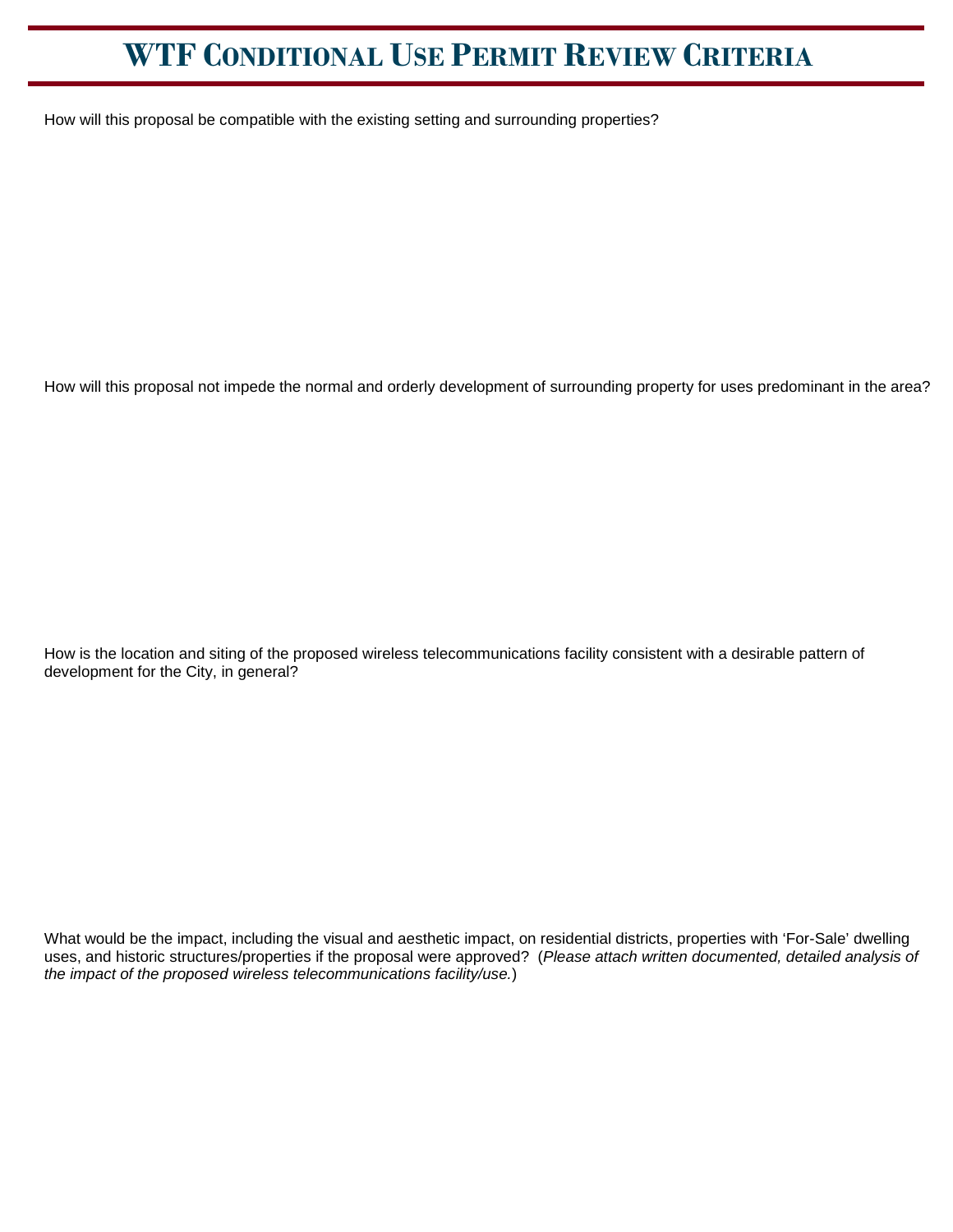# WTF Conditional Use Permit Review Criteria

How will this proposal be compatible with the existing setting and surrounding properties?

How will this proposal not impede the normal and orderly development of surrounding property for uses predominant in the area?

How is the location and siting of the proposed wireless telecommunications facility consistent with a desirable pattern of development for the City, in general?

What would be the impact, including the visual and aesthetic impact, on residential districts, properties with 'For-Sale' dwelling uses, and historic structures/properties if the proposal were approved? (*Please attach written documented, detailed analysis of the impact of the proposed wireless telecommunications facility/use.*)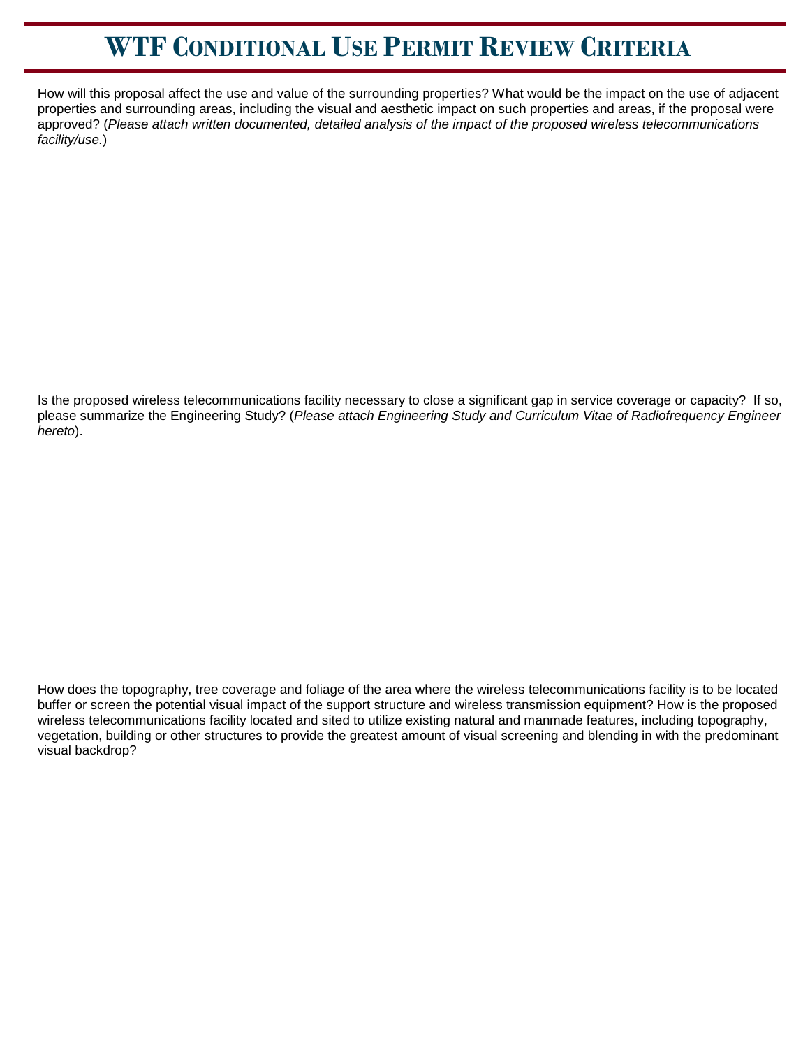# WTF Conditional Use Permit Review Criteria

How will this proposal affect the use and value of the surrounding properties? What would be the impact on the use of adjacent properties and surrounding areas, including the visual and aesthetic impact on such properties and areas, if the proposal were approved? (*Please attach written documented, detailed analysis of the impact of the proposed wireless telecommunications facility/use.*)

Is the proposed wireless telecommunications facility necessary to close a significant gap in service coverage or capacity? If so, please summarize the Engineering Study? (*Please attach Engineering Study and Curriculum Vitae of Radiofrequency Engineer hereto*).

How does the topography, tree coverage and foliage of the area where the wireless telecommunications facility is to be located buffer or screen the potential visual impact of the support structure and wireless transmission equipment? How is the proposed wireless telecommunications facility located and sited to utilize existing natural and manmade features, including topography, vegetation, building or other structures to provide the greatest amount of visual screening and blending in with the predominant visual backdrop?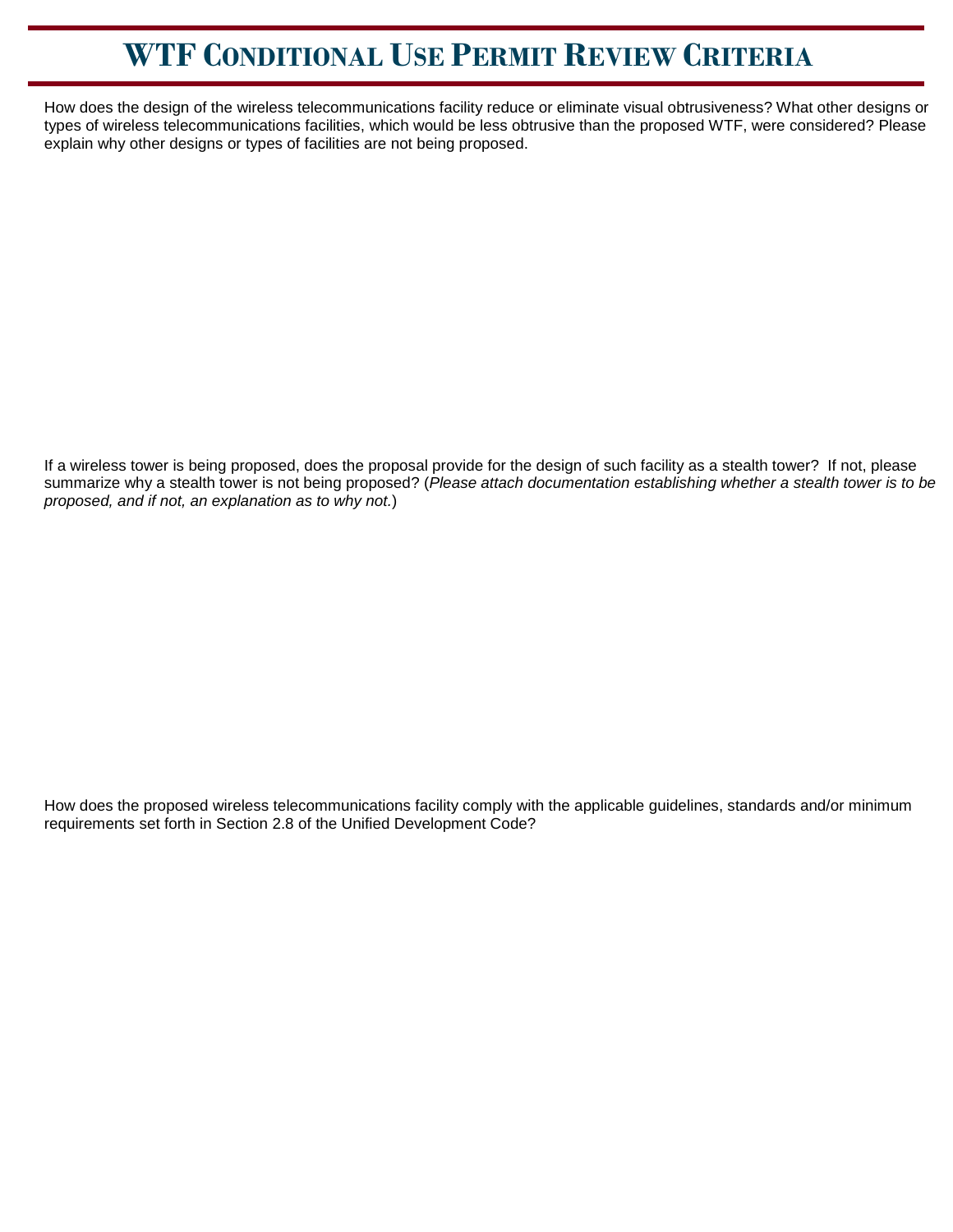# WTF Conditional Use Permit Review Criteria

How does the design of the wireless telecommunications facility reduce or eliminate visual obtrusiveness? What other designs or types of wireless telecommunications facilities, which would be less obtrusive than the proposed WTF, were considered? Please explain why other designs or types of facilities are not being proposed.

If a wireless tower is being proposed, does the proposal provide for the design of such facility as a stealth tower? If not, please summarize why a stealth tower is not being proposed? (*Please attach documentation establishing whether a stealth tower is to be proposed, and if not, an explanation as to why not.*)

How does the proposed wireless telecommunications facility comply with the applicable guidelines, standards and/or minimum requirements set forth in Section 2.8 of the Unified Development Code?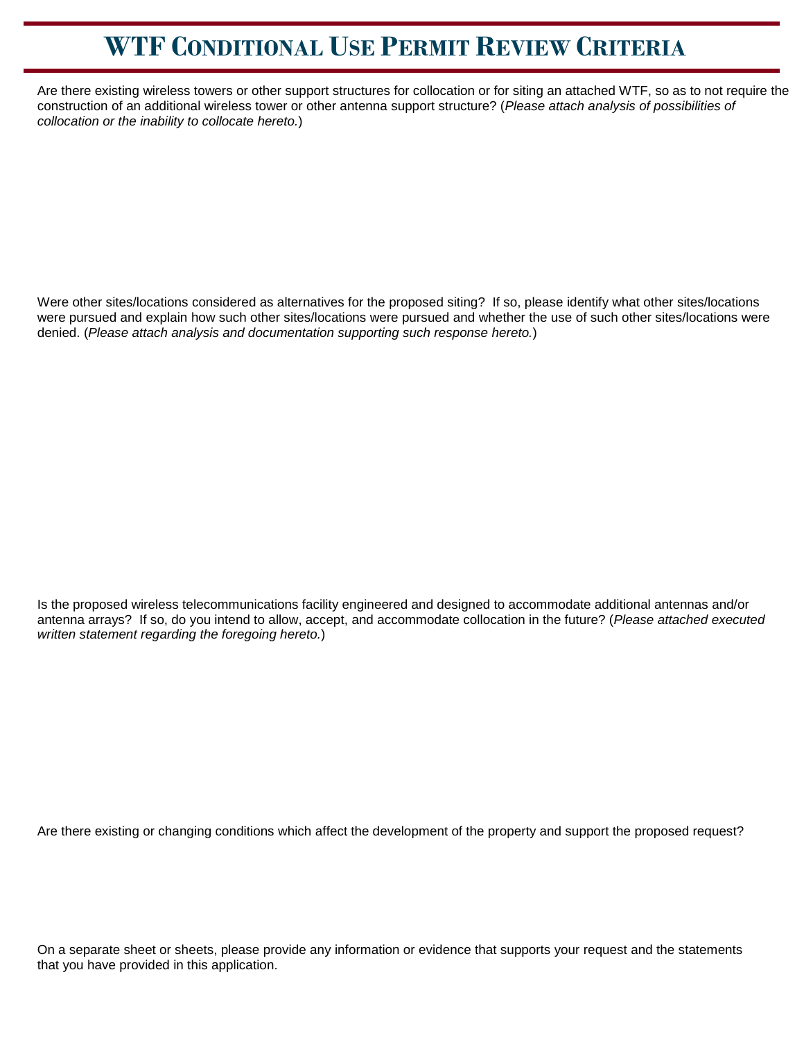# WTF Conditional Use Permit Review Criteria

Are there existing wireless towers or other support structures for collocation or for siting an attached WTF, so as to not require the construction of an additional wireless tower or other antenna support structure? (*Please attach analysis of possibilities of collocation or the inability to collocate hereto.*)

Were other sites/locations considered as alternatives for the proposed siting? If so, please identify what other sites/locations were pursued and explain how such other sites/locations were pursued and whether the use of such other sites/locations were denied. (*Please attach analysis and documentation supporting such response hereto.*)

Is the proposed wireless telecommunications facility engineered and designed to accommodate additional antennas and/or antenna arrays? If so, do you intend to allow, accept, and accommodate collocation in the future? (*Please attached executed written statement regarding the foregoing hereto.*)

Are there existing or changing conditions which affect the development of the property and support the proposed request?

On a separate sheet or sheets, please provide any information or evidence that supports your request and the statements that you have provided in this application.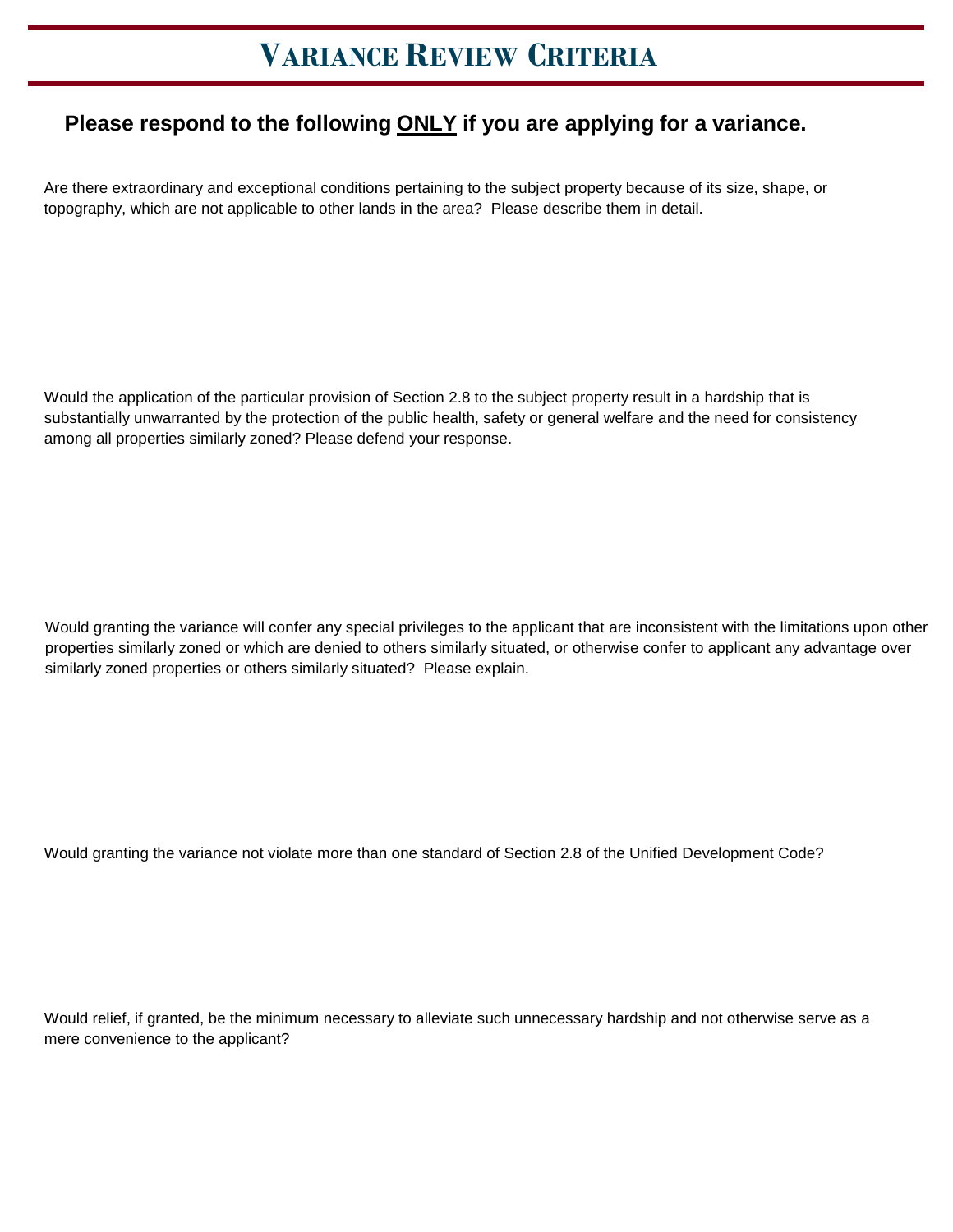# Variance Review Criteria

**Please respond to the following <u>ONLY</u> if you are applying for a variance.**

Are there extraordinary and exceptional conditions pertaining to the subject property because of its size, shape, or topography, which are not applicable to other lands in the area? Please describe them in detail.

Would the application of the particular provision of Section 2.8 to the subject property result in a hardship that is substantially unwarranted by the protection of the public health, safety or general welfare and the need for consistency among all properties similarly zoned? Please defend your response.

Would granting the variance will confer any special privileges to the applicant that are inconsistent with the limitations upon other properties similarly zoned or which are denied to others similarly situated, or otherwise confer to applicant any advantage over similarly zoned properties or others similarly situated? Please explain.

Would granting the variance not violate more than one standard of Section 2.8 of the Unified Development Code?

Would relief, if granted, be the minimum necessary to alleviate such unnecessary hardship and not otherwise serve as a mere convenience to the applicant?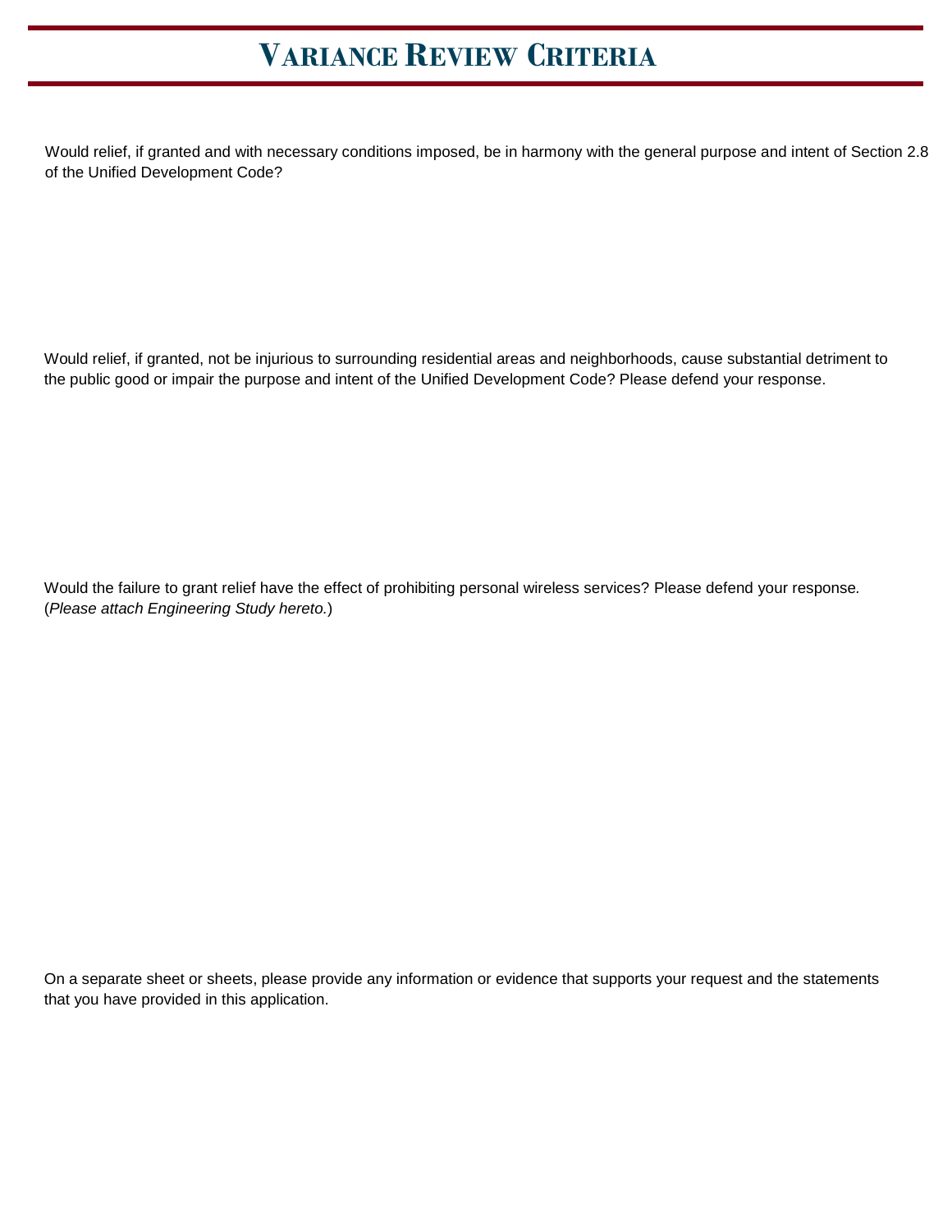# Variance Review Criteria

Would relief, if granted and with necessary conditions imposed, be in harmony with the general purpose and intent of Section 2.8 of the Unified Development Code?

Would relief, if granted, not be injurious to surrounding residential areas and neighborhoods, cause substantial detriment to the public good or impair the purpose and intent of the Unified Development Code? Please defend your response.

Would the failure to grant relief have the effect of prohibiting personal wireless services? Please defend your response. (*Please attach Engineering Study hereto.*)

On a separate sheet or sheets, please provide any information or evidence that supports your request and the statements that you have provided in this application.